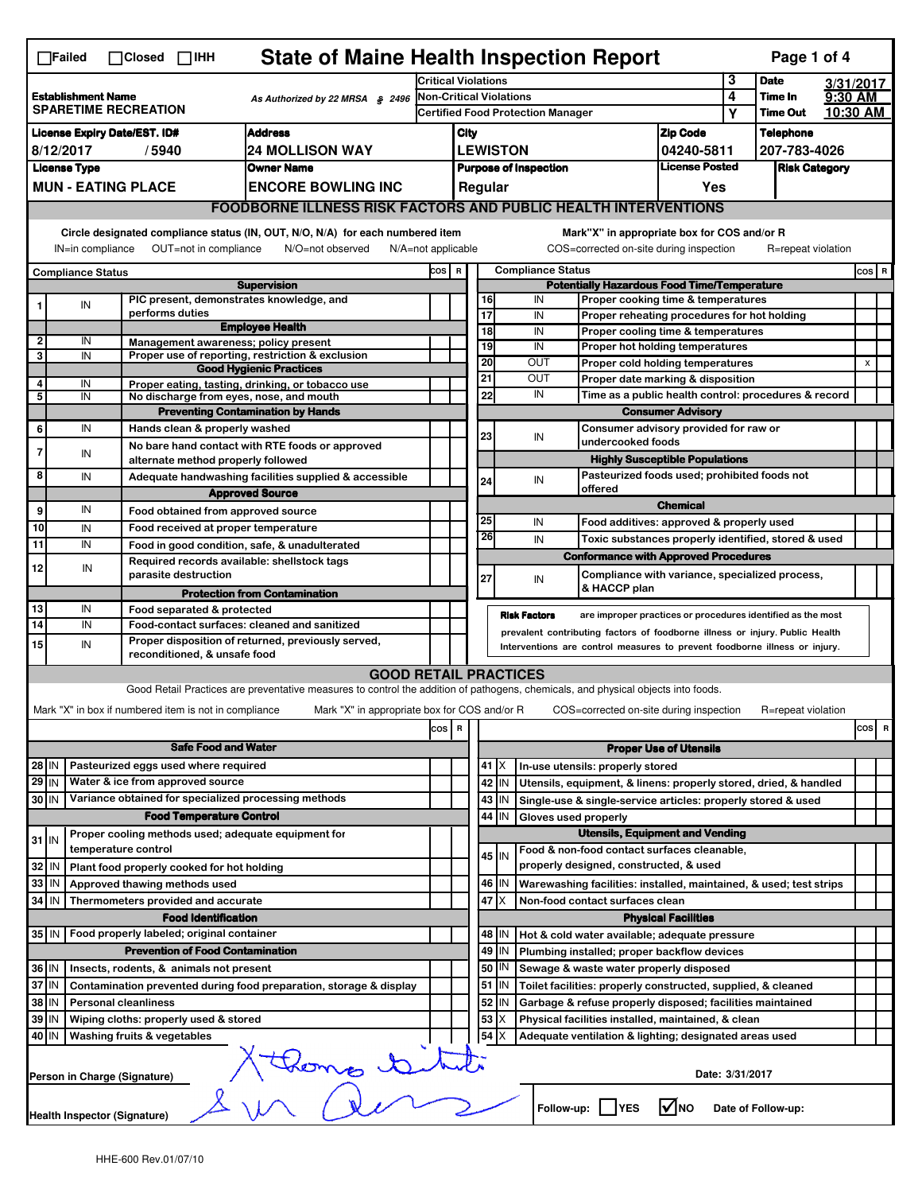☐Failed ☐Closed ☐IHH

# State of Maine Health Inspection Report

| Establishment Name | As Authorized by 22 MRSA § 2496 | Critical Violations | 3 | Date | 3/31/2017 |
|---|---|---|---|---|---|
| SPARETIME RECREATION | | Non-Critical Violations | 4 | Time In | 9:30 AM |
| | | Certified Food Protection Manager | Y | Time Out | 10:30 AM |

| License Expiry Date/EST. ID# | Address | City | Zip Code | Telephone |
|---|---|---|---|---|
| 8/12/2017 / 5940 | 24 MOLLISON WAY | LEWISTON | 04240-5811 | 207-783-4026 |
| **License Type** | **Owner Name** | **Purpose of Inspection** | **License Posted** | **Risk Category** |
| MUN - EATING PLACE | ENCORE BOWLING INC | Regular | Yes | |

## FOODBORNE ILLNESS RISK FACTORS AND PUBLIC HEALTH INTERVENTIONS

Circle designated compliance status (IN, OUT, N/O, N/A) for each numbered item — IN=in compliance OUT=not in compliance N/O=not observed N/A=not applicable

Mark"X" in appropriate box for COS and/or R — COS=corrected on-site during inspection R=repeat violation

| # | Compliance Status | Item | COS | R |
|---|---|---|---|---|
| | | **Supervision** | | |
| 1 | IN | PIC present, demonstrates knowledge, and performs duties | | |
| | | **Employee Health** | | |
| 2 | IN | Management awareness; policy present | | |
| 3 | IN | Proper use of reporting, restriction & exclusion | | |
| | | **Good Hygienic Practices** | | |
| 4 | IN | Proper eating, tasting, drinking, or tobacco use | | |
| 5 | IN | No discharge from eyes, nose, and mouth | | |
| | | **Preventing Contamination by Hands** | | |
| 6 | IN | Hands clean & properly washed | | |
| 7 | IN | No bare hand contact with RTE foods or approved alternate method properly followed | | |
| 8 | IN | Adequate handwashing facilities supplied & accessible | | |
| | | **Approved Source** | | |
| 9 | IN | Food obtained from approved source | | |
| 10 | IN | Food received at proper temperature | | |
| 11 | IN | Food in good condition, safe, & unadulterated | | |
| 12 | IN | Required records available: shellstock tags parasite destruction | | |
| | | **Protection from Contamination** | | |
| 13 | IN | Food separated & protected | | |
| 14 | IN | Food-contact surfaces: cleaned and sanitized | | |
| 15 | IN | Proper disposition of returned, previously served, reconditioned, & unsafe food | | |
| | | **Potentially Hazardous Food Time/Temperature** | | |
| 16 | IN | Proper cooking time & temperatures | | |
| 17 | IN | Proper reheating procedures for hot holding | | |
| 18 | IN | Proper cooling time & temperatures | | |
| 19 | IN | Proper hot holding temperatures | | |
| 20 | OUT | Proper cold holding temperatures | | X |
| 21 | OUT | Proper date marking & disposition | | |
| 22 | IN | Time as a public health control: procedures & record | | |
| | | **Consumer Advisory** | | |
| 23 | IN | Consumer advisory provided for raw or undercooked foods | | |
| | | **Highly Susceptible Populations** | | |
| 24 | IN | Pasteurized foods used; prohibited foods not offered | | |
| | | **Chemical** | | |
| 25 | IN | Food additives: approved & properly used | | |
| 26 | IN | Toxic substances properly identified, stored & used | | |
| | | **Conformance with Approved Procedures** | | |
| 27 | IN | Compliance with variance, specialized process, & HACCP plan | | |

**Risk Factors** are improper practices or procedures identified as the most prevalent contributing factors of foodborne illness or injury. Public Health Interventions are control measures to prevent foodborne illness or injury.

## GOOD RETAIL PRACTICES

Good Retail Practices are preventative measures to control the addition of pathogens, chemicals, and physical objects into foods.

Mark "X" in box if numbered item is not in compliance — Mark "X" in appropriate box for COS and/or R — COS=corrected on-site during inspection R=repeat violation

| # | Status | Item | COS | R |
|---|---|---|---|---|
| | | **Safe Food and Water** | | |
| 28 | IN | Pasteurized eggs used where required | | |
| 29 | IN | Water & ice from approved source | | |
| 30 | IN | Variance obtained for specialized processing methods | | |
| | | **Food Temperature Control** | | |
| 31 | IN | Proper cooling methods used; adequate equipment for temperature control | | |
| 32 | IN | Plant food properly cooked for hot holding | | |
| 33 | IN | Approved thawing methods used | | |
| 34 | IN | Thermometers provided and accurate | | |
| | | **Food Identification** | | |
| 35 | IN | Food properly labeled; original container | | |
| | | **Prevention of Food Contamination** | | |
| 36 | IN | Insects, rodents, & animals not present | | |
| 37 | IN | Contamination prevented during food preparation, storage & display | | |
| 38 | IN | Personal cleanliness | | |
| 39 | IN | Wiping cloths: properly used & stored | | |
| 40 | IN | Washing fruits & vegetables | | |
| | | **Proper Use of Utensils** | | |
| 41 | X | In-use utensils: properly stored | | |
| 42 | IN | Utensils, equipment, & linens: properly stored, dried, & handled | | |
| 43 | IN | Single-use & single-service articles: properly stored & used | | |
| 44 | IN | Gloves used properly | | |
| | | **Utensils, Equipment and Vending** | | |
| 45 | IN | Food & non-food contact surfaces cleanable, properly designed, constructed, & used | | |
| 46 | IN | Warewashing facilities: installed, maintained, & used; test strips | | |
| 47 | X | Non-food contact surfaces clean | | |
| | | **Physical Facilities** | | |
| 48 | IN | Hot & cold water available; adequate pressure | | |
| 49 | IN | Plumbing installed; proper backflow devices | | |
| 50 | IN | Sewage & waste water properly disposed | | |
| 51 | IN | Toilet facilities: properly constructed, supplied, & cleaned | | |
| 52 | IN | Garbage & refuse properly disposed; facilities maintained | | |
| 53 | X | Physical facilities installed, maintained, & clean | | |
| 54 | X | Adequate ventilation & lighting; designated areas used | | |

Person in Charge (Signature): [signature] Date: 3/31/2017

Health Inspector (Signature): [signature] Follow-up: ☐YES ☑NO Date of Follow-up:

HHE-600 Rev.01/07/10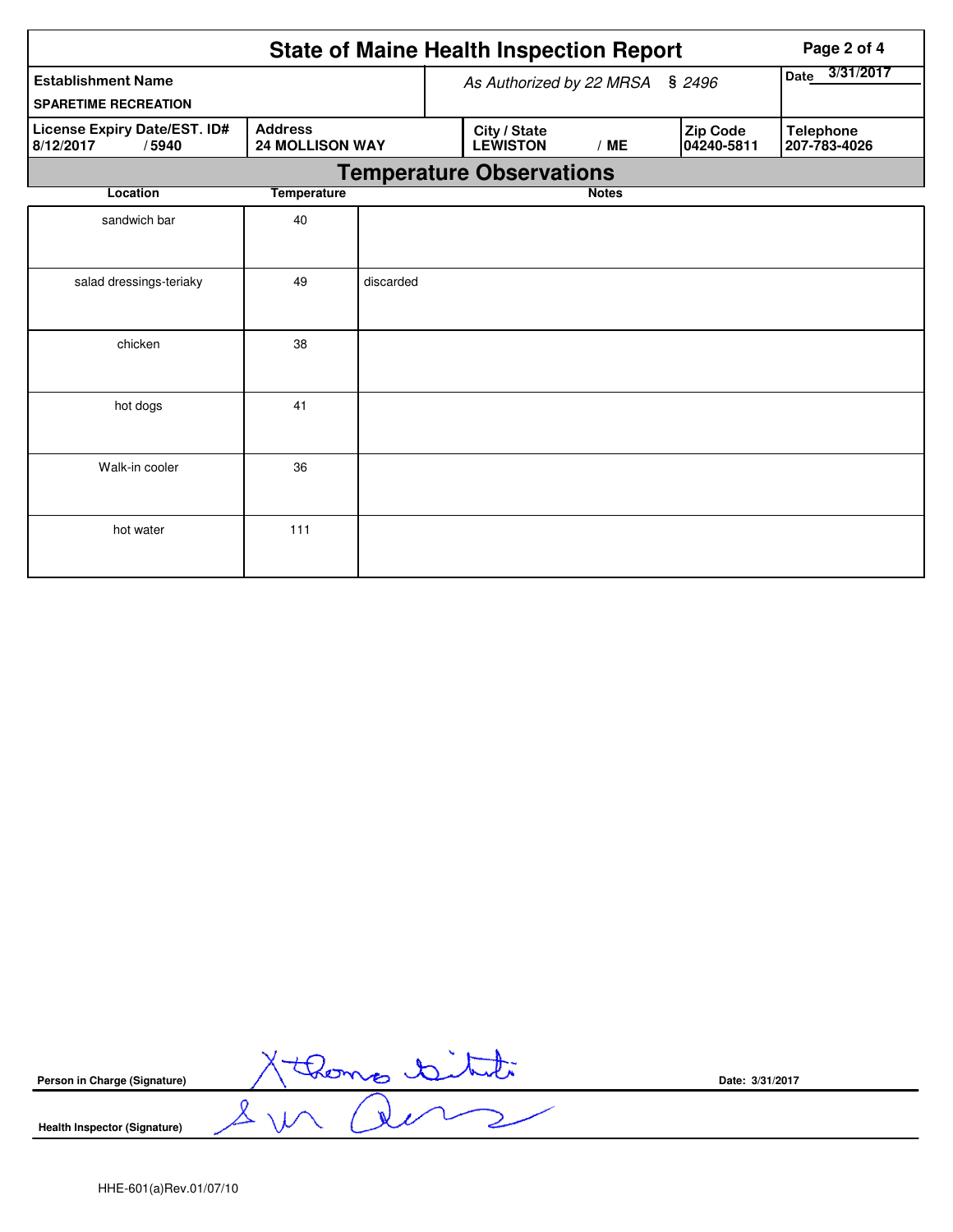# State of Maine Health Inspection Report

| Establishment Name | As Authorized by 22 MRSA § 2496 | | | Date 3/31/2017 |
|---|---|---|---|---|
| SPARETIME RECREATION | | | | |
| **License Expiry Date/EST. ID#** 8/12/2017 / 5940 | **Address** 24 MOLLISON WAY | **City / State** LEWISTON / ME | **Zip Code** 04240-5811 | **Telephone** 207-783-4026 |

## Temperature Observations

| Location | Temperature | Notes |
|---|---|---|
| sandwich bar | 40 | |
| salad dressings-teriaky | 49 | discarded |
| chicken | 38 | |
| hot dogs | 41 | |
| Walk-in cooler | 36 | |
| hot water | 111 | |

**Person in Charge (Signature)** Date: 3/31/2017

**Health Inspector (Signature)**

HHE-601(a)Rev.01/07/10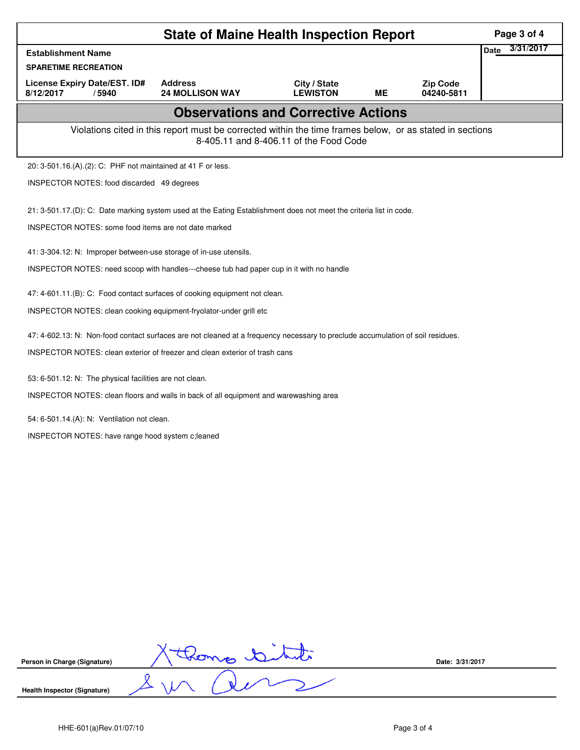# State of Maine Health Inspection Report

| Establishment Name | | | | | Date 3/31/2017 |
|---|---|---|---|---|---|
| SPARETIME RECREATION | | | | | |
| License Expiry Date/EST. ID# | | Address | City / State | | Zip Code |
| 8/12/2017 | /5940 | 24 MOLLISON WAY | LEWISTON | ME | 04240-5811 |

## Observations and Corrective Actions

Violations cited in this report must be corrected within the time frames below, or as stated in sections 8-405.11 and 8-406.11 of the Food Code

20: 3-501.16.(A).(2): C: PHF not maintained at 41 F or less.

INSPECTOR NOTES: food discarded 49 degrees

21: 3-501.17.(D): C: Date marking system used at the Eating Establishment does not meet the criteria list in code.

INSPECTOR NOTES: some food items are not date marked

41: 3-304.12: N: Improper between-use storage of in-use utensils.

INSPECTOR NOTES: need scoop with handles---cheese tub had paper cup in it with no handle

47: 4-601.11.(B): C: Food contact surfaces of cooking equipment not clean.

INSPECTOR NOTES: clean cooking equipment-fryolator-under grill etc

47: 4-602.13: N: Non-food contact surfaces are not cleaned at a frequency necessary to preclude accumulation of soil residues.

INSPECTOR NOTES: clean exterior of freezer and clean exterior of trash cans

53: 6-501.12: N: The physical facilities are not clean.

INSPECTOR NOTES: clean floors and walls in back of all equipment and warewashing area

54: 6-501.14.(A): N: Ventilation not clean.

INSPECTOR NOTES: have range hood system c;leaned

Person in Charge (Signature) Date: 3/31/2017

Health Inspector (Signature)

HHE-601(a)Rev.01/07/10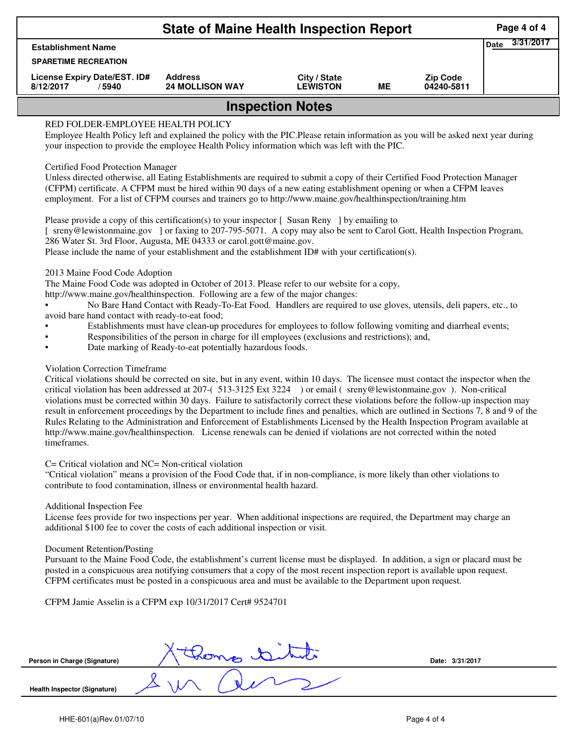# State of Maine Health Inspection Report

| Establishment Name | | | | | Date 3/31/2017 |
|---|---|---|---|---|---|
| SPARETIME RECREATION | | | | | |
| License Expiry Date/EST. ID# | Address | City / State | | Zip Code | |
| 8/12/2017 / 5940 | 24 MOLLISON WAY | LEWISTON | ME | 04240-5811 | |

## Inspection Notes

RED FOLDER-EMPLOYEE HEALTH POLICY
Employee Health Policy left and explained the policy with the PIC.Please retain information as you will be asked next year during your inspection to provide the employee Health Policy information which was left with the PIC.

Certified Food Protection Manager
Unless directed otherwise, all Eating Establishments are required to submit a copy of their Certified Food Protection Manager (CFPM) certificate. A CFPM must be hired within 90 days of a new eating establishment opening or when a CFPM leaves employment. For a list of CFPM courses and trainers go to http://www.maine.gov/healthinspection/training.htm

Please provide a copy of this certification(s) to your inspector [ Susan Reny ] by emailing to
[ sreny@lewistonmaine.gov ] or faxing to 207-795-5071. A copy may also be sent to Carol Gott, Health Inspection Program, 286 Water St. 3rd Floor, Augusta, ME 04333 or carol.gott@maine.gov.
Please include the name of your establishment and the establishment ID# with your certification(s).

2013 Maine Food Code Adoption
The Maine Food Code was adopted in October of 2013. Please refer to our website for a copy, http://www.maine.gov/healthinspection. Following are a few of the major changes:

- No Bare Hand Contact with Ready-To-Eat Food. Handlers are required to use gloves, utensils, deli papers, etc., to avoid bare hand contact with ready-to-eat food;
- Establishments must have clean-up procedures for employees to follow following vomiting and diarrheal events;
- Responsibilities of the person in charge for ill employees (exclusions and restrictions); and,
- Date marking of Ready-to-eat potentially hazardous foods.

Violation Correction Timeframe
Critical violations should be corrected on site, but in any event, within 10 days. The licensee must contact the inspector when the critical violation has been addressed at 207-( 513-3125 Ext 3224 ) or email ( sreny@lewistonmaine.gov ). Non-critical violations must be corrected within 30 days. Failure to satisfactorily correct these violations before the follow-up inspection may result in enforcement proceedings by the Department to include fines and penalties, which are outlined in Sections 7, 8 and 9 of the Rules Relating to the Administration and Enforcement of Establishments Licensed by the Health Inspection Program available at http://www.maine.gov/healthinspection. License renewals can be denied if violations are not corrected within the noted timeframes.

C= Critical violation and NC= Non-critical violation
"Critical violation" means a provision of the Food Code that, if in non-compliance, is more likely than other violations to contribute to food contamination, illness or environmental health hazard.

Additional Inspection Fee
License fees provide for two inspections per year. When additional inspections are required, the Department may charge an additional $100 fee to cover the costs of each additional inspection or visit.

Document Retention/Posting
Pursuant to the Maine Food Code, the establishment's current license must be displayed. In addition, a sign or placard must be posted in a conspicuous area notifying consumers that a copy of the most recent inspection report is available upon request. CFPM certificates must be posted in a conspicuous area and must be available to the Department upon request.

CFPM Jamie Asselin is a CFPM exp 10/31/2017 Cert# 9524701

Person in Charge (Signature): [signature] Date: 3/31/2017

Health Inspector (Signature): [signature]

HHE-601(a)Rev.01/07/10